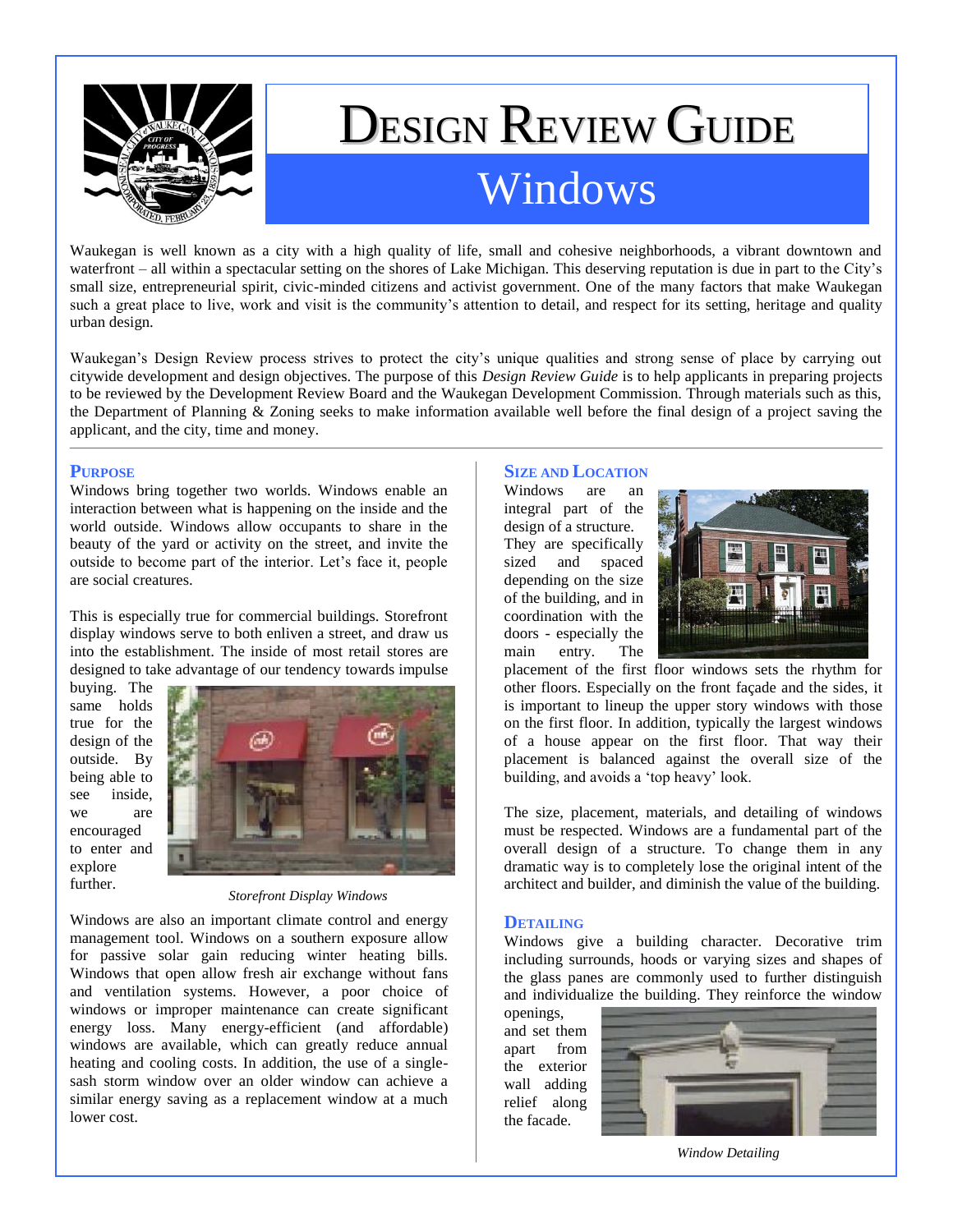# Design Review Guide

## Windows

Waukegan is well known as a city with a high quality of life, small and cohesive neighborhoods, a vibrant downtown and waterfront – all within a spectacular setting on the shores of Lake Michigan. This deserving reputation is due in part to the City's small size, entrepreneurial spirit, civic-minded citizens and activist government. One of the many factors that make Waukegan such a great place to live, work and visit is the community's attention to detail, and respect for its setting, heritage and quality urban design.

Waukegan's Design Review process strives to protect the city's unique qualities and strong sense of place by carrying out citywide development and design objectives. The purpose of this *Design Review Guide* is to help applicants in preparing projects to be reviewed by the Development Review Board and the Waukegan Development Commission. Through materials such as this, the Department of Planning & Zoning seeks to make information available well before the final design of a project saving the applicant, and the city, time and money.

### Purpose

Windows bring together two worlds. Windows enable an interaction between what is happening on the inside and the world outside. Windows allow occupants to share in the beauty of the yard or activity on the street, and invite the outside to become part of the interior. Let's face it, people are social creatures.

This is especially true for commercial buildings. Storefront display windows serve to both enliven a street, and draw us into the establishment. The inside of most retail stores are designed to take advantage of our tendency towards impulse buying. The same holds true for the design of the outside. By being able to see inside, we are encouraged to enter and explore further.

*Storefront Display Windows*

Windows are also an important climate control and energy management tool. Windows on a southern exposure allow for passive solar gain reducing winter heating bills. Windows that open allow fresh air exchange without fans and ventilation systems. However, a poor choice of windows or improper maintenance can create significant energy loss. Many energy-efficient (and affordable) windows are available, which can greatly reduce annual heating and cooling costs. In addition, the use of a single-sash storm window over an older window can achieve a similar energy saving as a replacement window at a much lower cost.

### Size and Location

Windows are an integral part of the design of a structure. They are specifically sized and spaced depending on the size of the building, and in coordination with the doors - especially the main entry. The placement of the first floor windows sets the rhythm for other floors. Especially on the front façade and the sides, it is important to lineup the upper story windows with those on the first floor. In addition, typically the largest windows of a house appear on the first floor. That way their placement is balanced against the overall size of the building, and avoids a 'top heavy' look.

The size, placement, materials, and detailing of windows must be respected. Windows are a fundamental part of the overall design of a structure. To change them in any dramatic way is to completely lose the original intent of the architect and builder, and diminish the value of the building.

### Detailing

Windows give a building character. Decorative trim including surrounds, hoods or varying sizes and shapes of the glass panes are commonly used to further distinguish and individualize the building. They reinforce the window openings, and set them apart from the exterior wall adding relief along the facade.

*Window Detailing*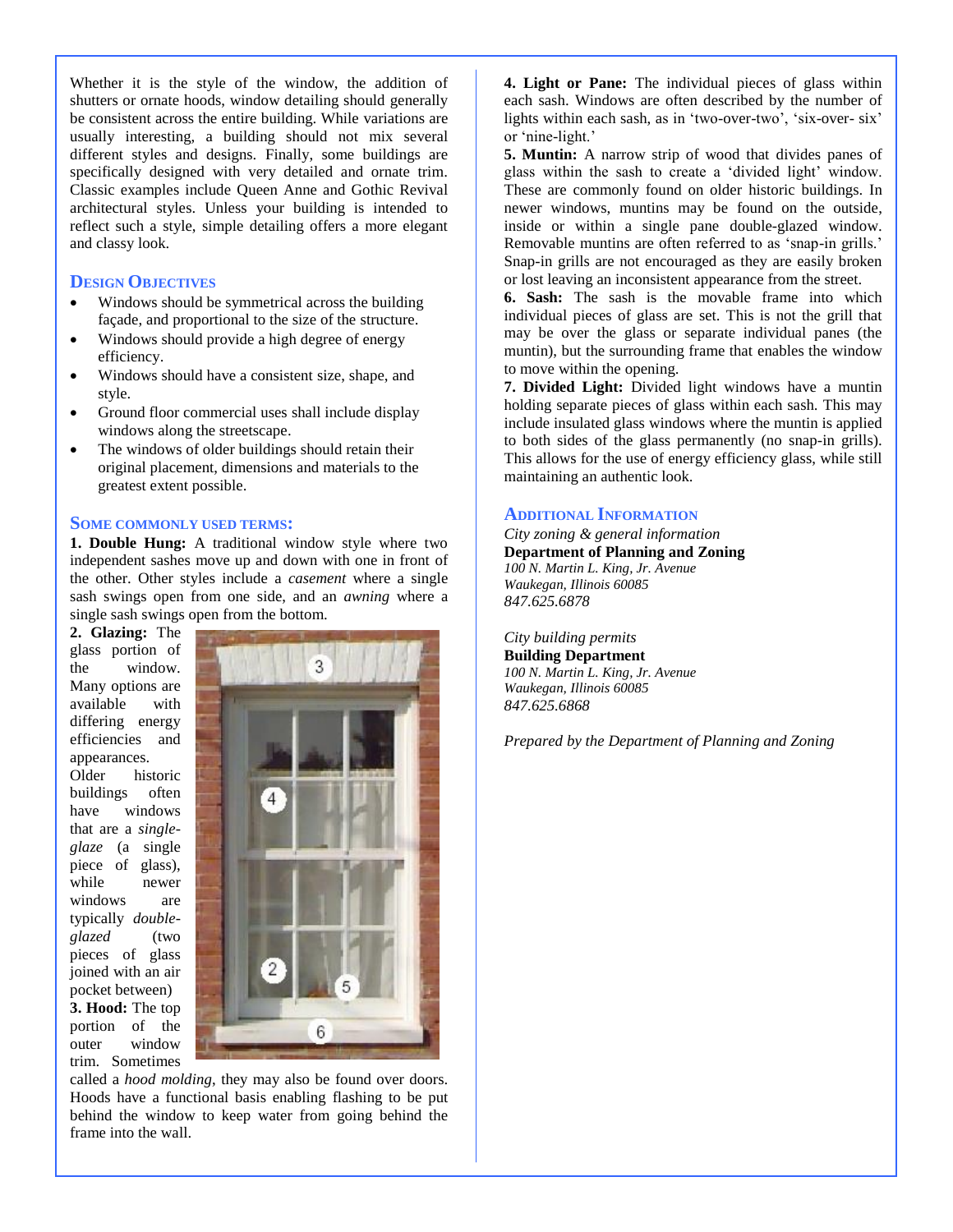Whether it is the style of the window, the addition of shutters or ornate hoods, window detailing should generally be consistent across the entire building. While variations are usually interesting, a building should not mix several different styles and designs. Finally, some buildings are specifically designed with very detailed and ornate trim. Classic examples include Queen Anne and Gothic Revival architectural styles. Unless your building is intended to reflect such a style, simple detailing offers a more elegant and classy look.

## Design Objectives

- Windows should be symmetrical across the building façade, and proportional to the size of the structure.
- Windows should provide a high degree of energy efficiency.
- Windows should have a consistent size, shape, and style.
- Ground floor commercial uses shall include display windows along the streetscape.
- The windows of older buildings should retain their original placement, dimensions and materials to the greatest extent possible.

## Some commonly used terms:

**1. Double Hung:** A traditional window style where two independent sashes move up and down with one in front of the other. Other styles include a *casement* where a single sash swings open from one side, and an *awning* where a single sash swings open from the bottom.

**2. Glazing:** The glass portion of the window. Many options are available with differing energy efficiencies and appearances. Older historic buildings often have windows that are a *single-glaze* (a single piece of glass), while newer windows are typically *double-glazed* (two pieces of glass joined with an air pocket between)

**3. Hood:** The top portion of the outer window trim. Sometimes called a *hood molding*, they may also be found over doors. Hoods have a functional basis enabling flashing to be put behind the window to keep water from going behind the frame into the wall.

**4. Light or Pane:** The individual pieces of glass within each sash. Windows are often described by the number of lights within each sash, as in 'two-over-two', 'six-over- six' or 'nine-light.'

**5. Muntin:** A narrow strip of wood that divides panes of glass within the sash to create a 'divided light' window. These are commonly found on older historic buildings. In newer windows, muntins may be found on the outside, inside or within a single pane double-glazed window. Removable muntins are often referred to as 'snap-in grills.' Snap-in grills are not encouraged as they are easily broken or lost leaving an inconsistent appearance from the street.

**6. Sash:** The sash is the movable frame into which individual pieces of glass are set. This is not the grill that may be over the glass or separate individual panes (the muntin), but the surrounding frame that enables the window to move within the opening.

**7. Divided Light:** Divided light windows have a muntin holding separate pieces of glass within each sash. This may include insulated glass windows where the muntin is applied to both sides of the glass permanently (no snap-in grills). This allows for the use of energy efficiency glass, while still maintaining an authentic look.

## Additional Information

*City zoning & general information*
**Department of Planning and Zoning**
*100 N. Martin L. King, Jr. Avenue*
*Waukegan, Illinois 60085*
*847.625.6878*

*City building permits*
**Building Department**
*100 N. Martin L. King, Jr. Avenue*
*Waukegan, Illinois 60085*
*847.625.6868*

*Prepared by the Department of Planning and Zoning*